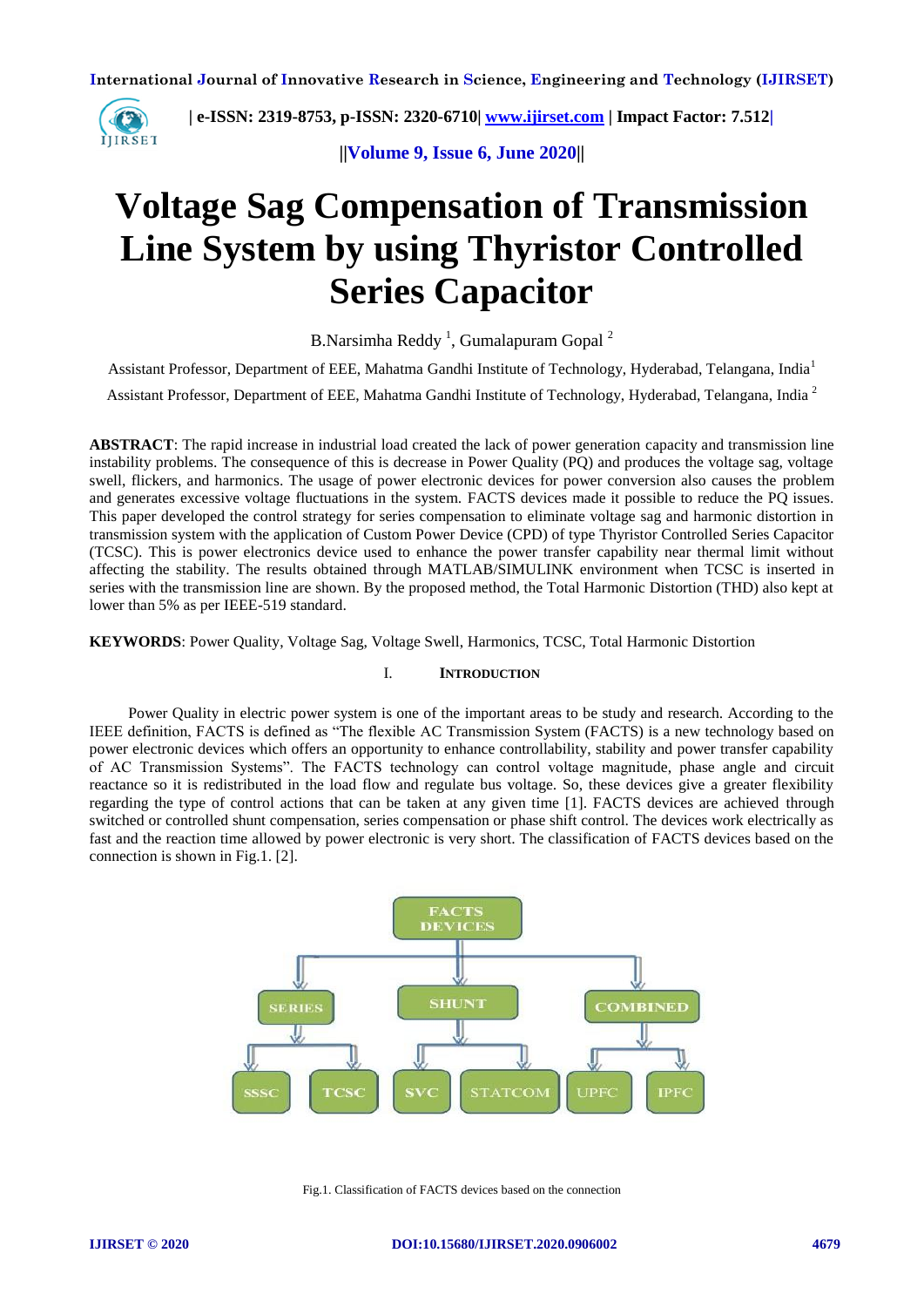# Voltage Sag Compensation of Transmission Line System by using Thyristor Controlled Series Capacitor

B.Narsimha Reddy [1], Gumalapuram Gopal [2]

Assistant Professor, Department of EEE, Mahatma Gandhi Institute of Technology, Hyderabad, Telangana, India[1]

Assistant Professor, Department of EEE, Mahatma Gandhi Institute of Technology, Hyderabad, Telangana, India [2]

**ABSTRACT**: The rapid increase in industrial load created the lack of power generation capacity and transmission line instability problems. The consequence of this is decrease in Power Quality (PQ) and produces the voltage sag, voltage swell, flickers, and harmonics. The usage of power electronic devices for power conversion also causes the problem and generates excessive voltage fluctuations in the system. FACTS devices made it possible to reduce the PQ issues. This paper developed the control strategy for series compensation to eliminate voltage sag and harmonic distortion in transmission system with the application of Custom Power Device (CPD) of type Thyristor Controlled Series Capacitor (TCSC). This is power electronics device used to enhance the power transfer capability near thermal limit without affecting the stability. The results obtained through MATLAB/SIMULINK environment when TCSC is inserted in series with the transmission line are shown. By the proposed method, the Total Harmonic Distortion (THD) also kept at lower than 5% as per IEEE-519 standard.

**KEYWORDS**: Power Quality, Voltage Sag, Voltage Swell, Harmonics, TCSC, Total Harmonic Distortion

## I. INTRODUCTION

Power Quality in electric power system is one of the important areas to be study and research. According to the IEEE definition, FACTS is defined as "The flexible AC Transmission System (FACTS) is a new technology based on power electronic devices which offers an opportunity to enhance controllability, stability and power transfer capability of AC Transmission Systems". The FACTS technology can control voltage magnitude, phase angle and circuit reactance so it is redistributed in the load flow and regulate bus voltage. So, these devices give a greater flexibility regarding the type of control actions that can be taken at any given time [1]. FACTS devices are achieved through switched or controlled shunt compensation, series compensation or phase shift control. The devices work electrically as fast and the reaction time allowed by power electronic is very short. The classification of FACTS devices based on the connection is shown in Fig.1. [2].

FACTS DEVICES

SERIES | SHUNT | COMBINED

SSSC | TCSC | SVC | STATCOM | UPFC | IPFC

Fig.1. Classification of FACTS devices based on the connection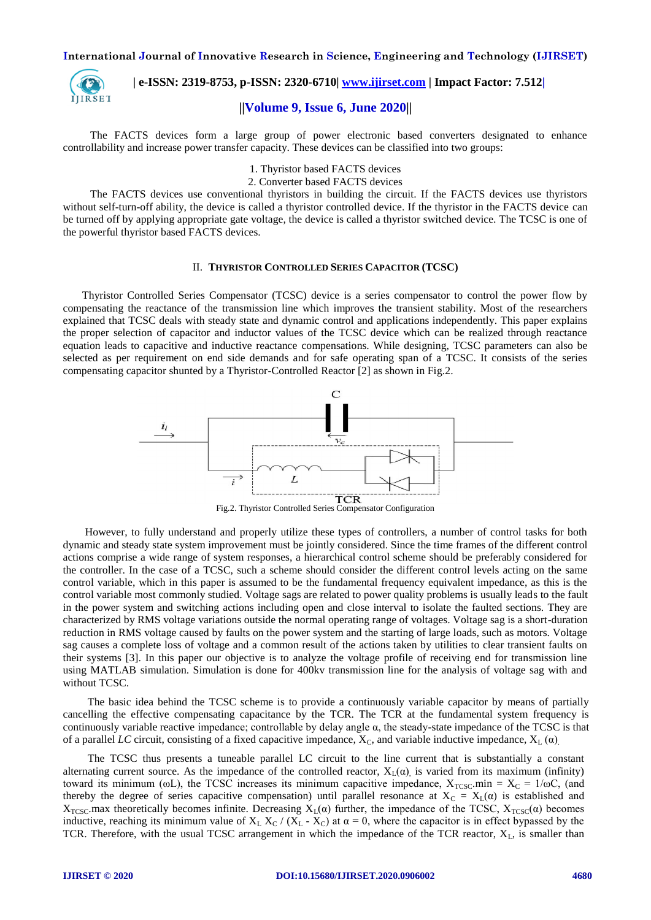The FACTS devices form a large group of power electronic based converters designated to enhance controllability and increase power transfer capacity. These devices can be classified into two groups:

1. Thyristor based FACTS devices
2. Converter based FACTS devices

The FACTS devices use conventional thyristors in building the circuit. If the FACTS devices use thyristors without self-turn-off ability, the device is called a thyristor controlled device. If the thyristor in the FACTS device can be turned off by applying appropriate gate voltage, the device is called a thyristor switched device. The TCSC is one of the powerful thyristor based FACTS devices.

## II. Thyristor Controlled Series Capacitor (TCSC)

Thyristor Controlled Series Compensator (TCSC) device is a series compensator to control the power flow by compensating the reactance of the transmission line which improves the transient stability. Most of the researchers explained that TCSC deals with steady state and dynamic control and applications independently. This paper explains the proper selection of capacitor and inductor values of the TCSC device which can be realized through reactance equation leads to capacitive and inductive reactance compensations. While designing, TCSC parameters can also be selected as per requirement on end side demands and for safe operating span of a TCSC. It consists of the series compensating capacitor shunted by a Thyristor-Controlled Reactor [2] as shown in Fig.2.

Fig.2. Thyristor Controlled Series Compensator Configuration

However, to fully understand and properly utilize these types of controllers, a number of control tasks for both dynamic and steady state system improvement must be jointly considered. Since the time frames of the different control actions comprise a wide range of system responses, a hierarchical control scheme should be preferably considered for the controller. In the case of a TCSC, such a scheme should consider the different control levels acting on the same control variable, which in this paper is assumed to be the fundamental frequency equivalent impedance, as this is the control variable most commonly studied. Voltage sags are related to power quality problems is usually leads to the fault in the power system and switching actions including open and close interval to isolate the faulted sections. They are characterized by RMS voltage variations outside the normal operating range of voltages. Voltage sag is a short-duration reduction in RMS voltage caused by faults on the power system and the starting of large loads, such as motors. Voltage sag causes a complete loss of voltage and a common result of the actions taken by utilities to clear transient faults on their systems [3]. In this paper our objective is to analyze the voltage profile of receiving end for transmission line using MATLAB simulation. Simulation is done for 400kv transmission line for the analysis of voltage sag with and without TCSC.

The basic idea behind the TCSC scheme is to provide a continuously variable capacitor by means of partially cancelling the effective compensating capacitance by the TCR. The TCR at the fundamental system frequency is continuously variable reactive impedance; controllable by delay angle α, the steady-state impedance of the TCSC is that of a parallel *LC* circuit, consisting of a fixed capacitive impedance, $X_C$, and variable inductive impedance, $X_L(\alpha)$.

The TCSC thus presents a tuneable parallel LC circuit to the line current that is substantially a constant alternating current source. As the impedance of the controlled reactor, $X_L(\alpha)$, is varied from its maximum (infinity) toward its minimum (ωL), the TCSC increases its minimum capacitive impedance, $X_{TCSC}.min = X_C = 1/\omega C$, (and thereby the degree of series capacitive compensation) until parallel resonance at $X_C = X_L(\alpha)$ is established and $X_{TCSC}.max$ theoretically becomes infinite. Decreasing $X_L(\alpha)$ further, the impedance of the TCSC, $X_{TCSC}(\alpha)$ becomes inductive, reaching its minimum value of $X_L X_C / (X_L - X_C)$ at $\alpha = 0$, where the capacitor is in effect bypassed by the TCR. Therefore, with the usual TCSC arrangement in which the impedance of the TCR reactor, $X_L$, is smaller than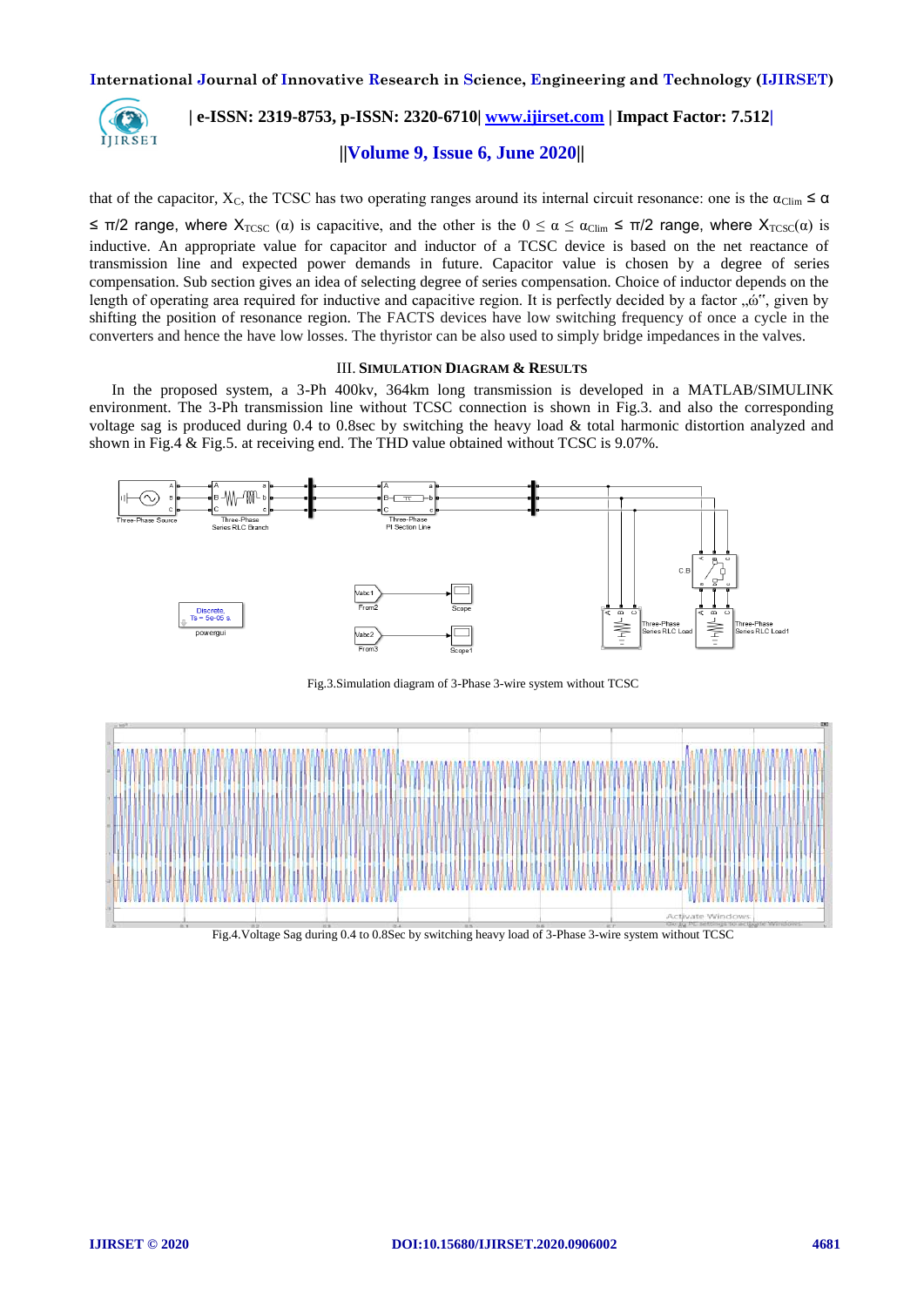that of the capacitor, $X_C$, the TCSC has two operating ranges around its internal circuit resonance: one is the $\alpha_{Clim} \leq \alpha \leq \pi/2$ range, where $X_{TCSC}(\alpha)$ is capacitive, and the other is the $0 \leq \alpha \leq \alpha_{Clim} \leq \pi/2$ range, where $X_{TCSC}(\alpha)$ is inductive. An appropriate value for capacitor and inductor of a TCSC device is based on the net reactance of transmission line and expected power demands in future. Capacitor value is chosen by a degree of series compensation. Sub section gives an idea of selecting degree of series compensation. Choice of inductor depends on the length of operating area required for inductive and capacitive region. It is perfectly decided by a factor „ώ", given by shifting the position of resonance region. The FACTS devices have low switching frequency of once a cycle in the converters and hence the have low losses. The thyristor can be also used to simply bridge impedances in the valves.

## III. Simulation Diagram & Results

In the proposed system, a 3-Ph 400kv, 364km long transmission is developed in a MATLAB/SIMULINK environment. The 3-Ph transmission line without TCSC connection is shown in Fig.3. and also the corresponding voltage sag is produced during 0.4 to 0.8sec by switching the heavy load & total harmonic distortion analyzed and shown in Fig.4 & Fig.5. at receiving end. The THD value obtained without TCSC is 9.07%.

Fig.3.Simulation diagram of 3-Phase 3-wire system without TCSC

Fig.4.Voltage Sag during 0.4 to 0.8Sec by switching heavy load of 3-Phase 3-wire system without TCSC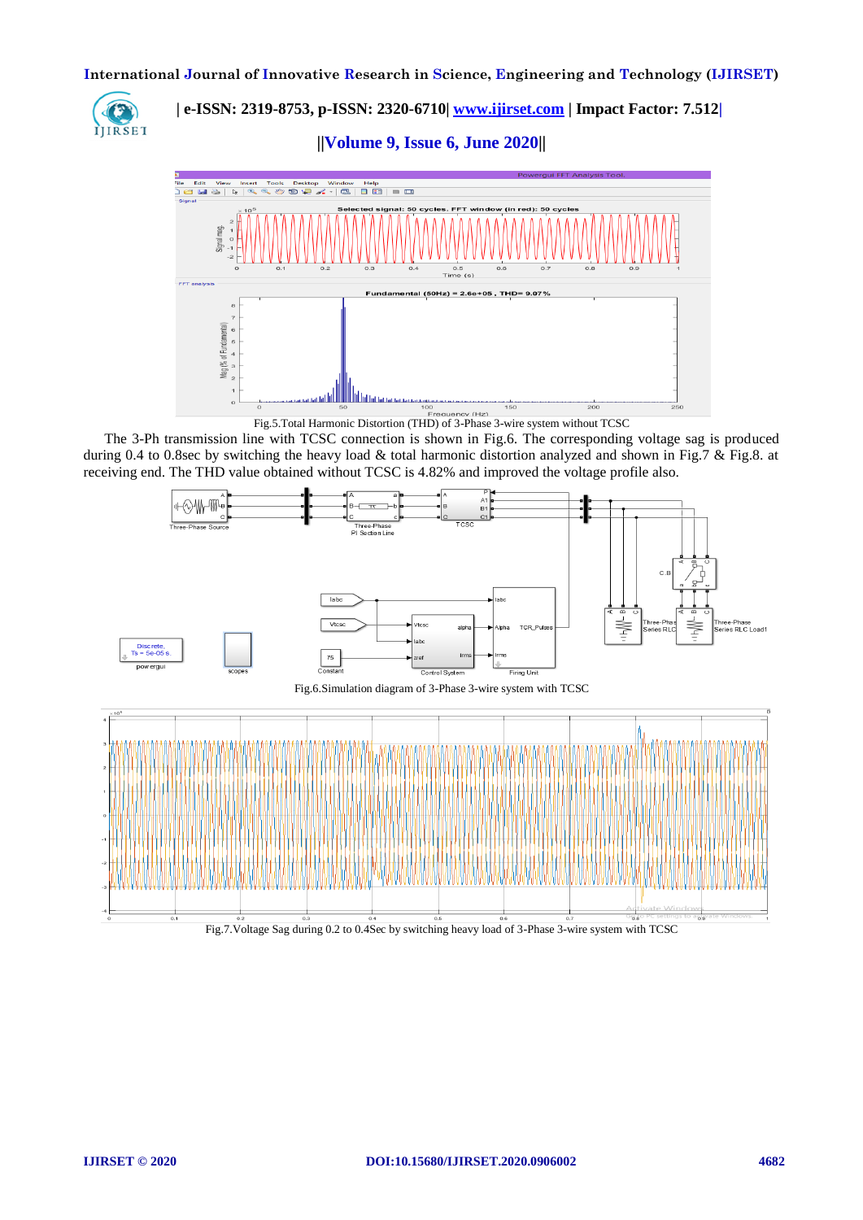Fig.5.Total Harmonic Distortion (THD) of 3-Phase 3-wire system without TCSC

The 3-Ph transmission line with TCSC connection is shown in Fig.6. The corresponding voltage sag is produced during 0.4 to 0.8sec by switching the heavy load & total harmonic distortion analyzed and shown in Fig.7 & Fig.8. at receiving end. The THD value obtained without TCSC is 4.82% and improved the voltage profile also.

Fig.6.Simulation diagram of 3-Phase 3-wire system with TCSC

Fig.7.Voltage Sag during 0.2 to 0.4Sec by switching heavy load of 3-Phase 3-wire system with TCSC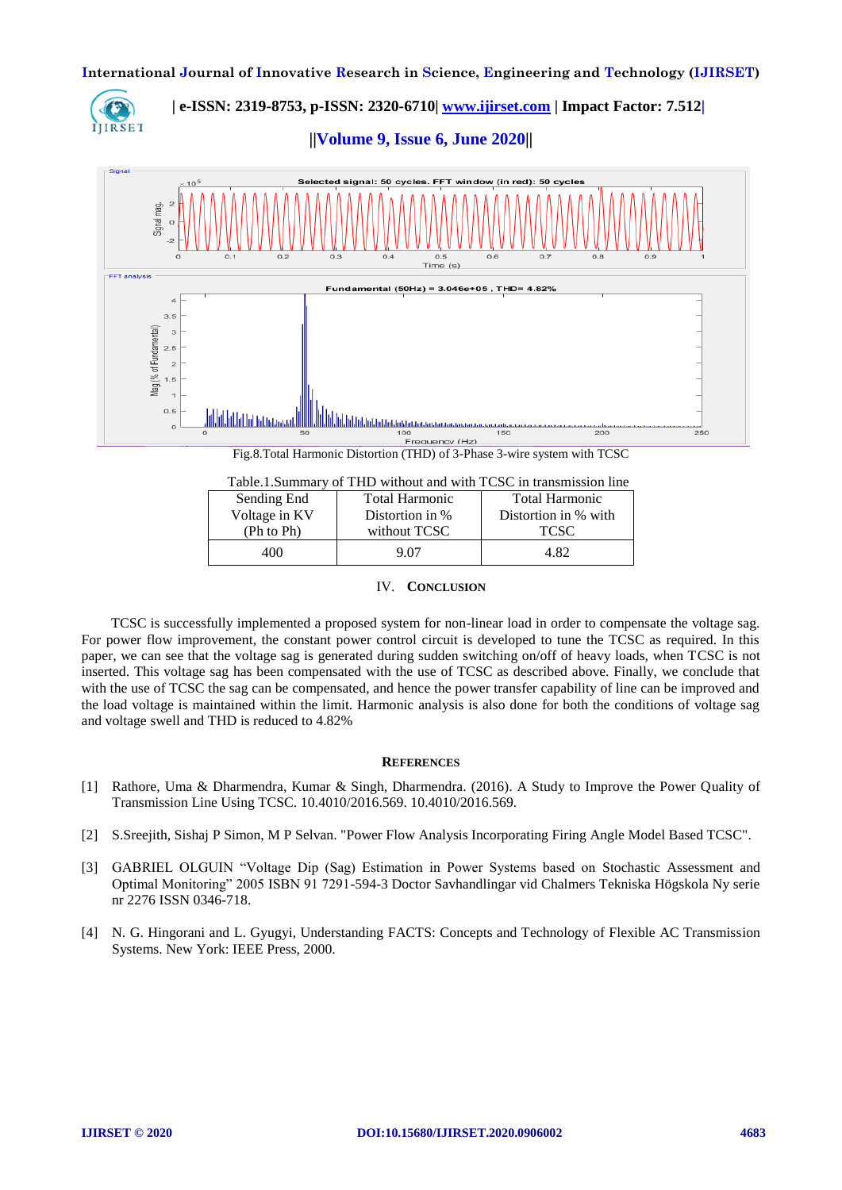Signal

Selected signal: 50 cycles. FFT window (in red): 50 cycles

×10^5

2
0
-2

Signal mag.

0 0.1 0.2 0.3 0.4 0.5 0.6 0.7 0.8 0.9 1

Time (s)

FFT analysis

Fundamental (50Hz) = 3.046e+05 , THD= 4.82%

4
3.5
3
2.5
2
1.5
1
0.5
0

Mag (% of Fundamental)

0 50 100 150 200 250

Frequency (Hz)

Fig.8.Total Harmonic Distortion (THD) of 3-Phase 3-wire system with TCSC

Table.1.Summary of THD without and with TCSC in transmission line

| Sending End Voltage in KV (Ph to Ph) | Total Harmonic Distortion in % without TCSC | Total Harmonic Distortion in % with TCSC |
|---|---|---|
| 400 | 9.07 | 4.82 |

## IV. Conclusion

TCSC is successfully implemented a proposed system for non-linear load in order to compensate the voltage sag. For power flow improvement, the constant power control circuit is developed to tune the TCSC as required. In this paper, we can see that the voltage sag is generated during sudden switching on/off of heavy loads, when TCSC is not inserted. This voltage sag has been compensated with the use of TCSC as described above. Finally, we conclude that with the use of TCSC the sag can be compensated, and hence the power transfer capability of line can be improved and the load voltage is maintained within the limit. Harmonic analysis is also done for both the conditions of voltage sag and voltage swell and THD is reduced to 4.82%

## References

[1] Rathore, Uma & Dharmendra, Kumar & Singh, Dharmendra. (2016). A Study to Improve the Power Quality of Transmission Line Using TCSC. 10.4010/2016.569. 10.4010/2016.569.

[2] S.Sreejith, Sishaj P Simon, M P Selvan. "Power Flow Analysis Incorporating Firing Angle Model Based TCSC".

[3] GABRIEL OLGUIN "Voltage Dip (Sag) Estimation in Power Systems based on Stochastic Assessment and Optimal Monitoring" 2005 ISBN 91 7291-594-3 Doctor Savhandlingar vid Chalmers Tekniska Högskola Ny serie nr 2276 ISSN 0346-718.

[4] N. G. Hingorani and L. Gyugyi, Understanding FACTS: Concepts and Technology of Flexible AC Transmission Systems. New York: IEEE Press, 2000.